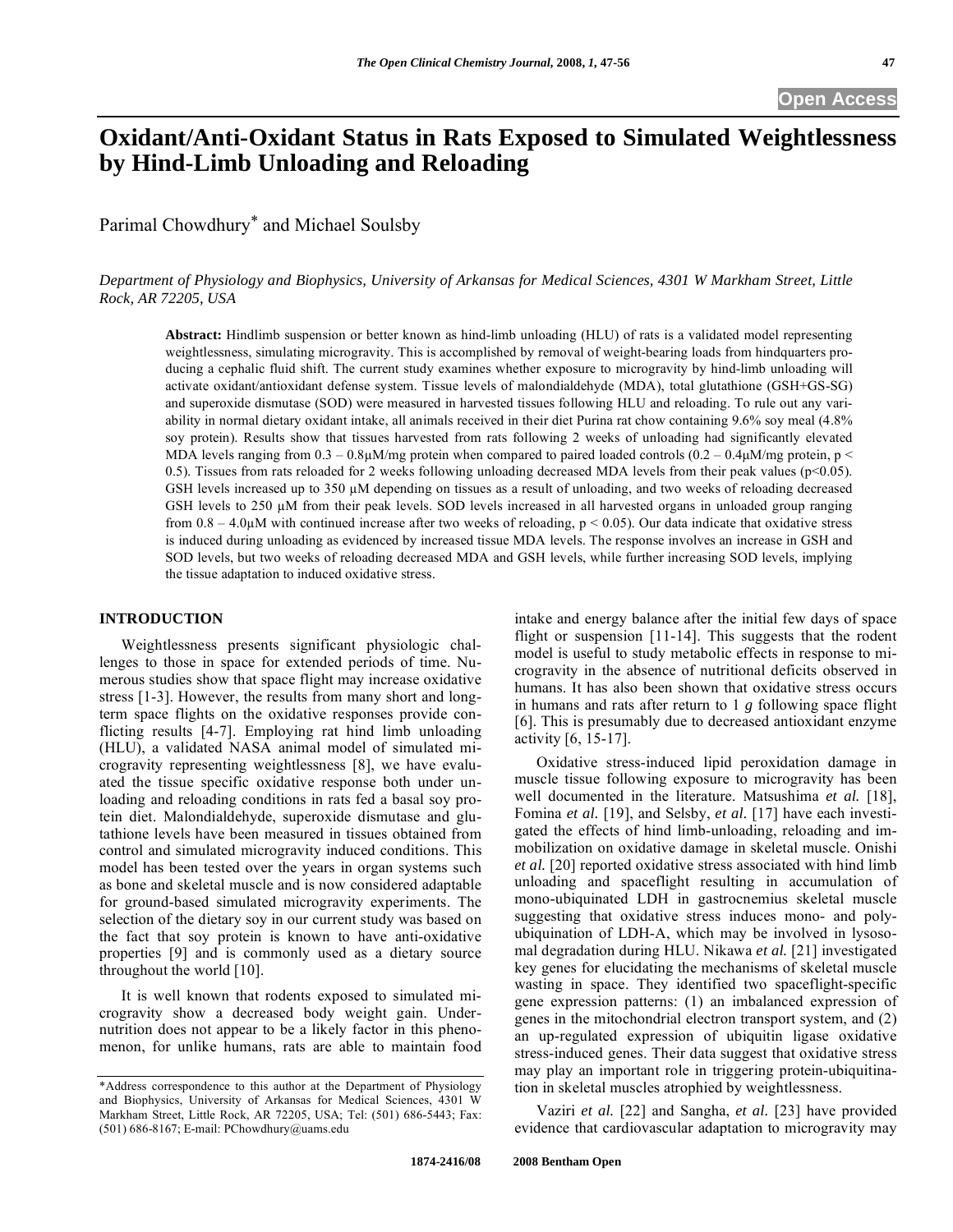# Oxidant/Anti-Oxidant Status in Rats Exposed to Simulated Weightlessness by Hind-Limb Unloading and Reloading

Parimal Chowdhury* and Michael Soulsby

*Department of Physiology and Biophysics, University of Arkansas for Medical Sciences, 4301 W Markham Street, Little Rock, AR 72205, USA*

**Abstract:** Hindlimb suspension or better known as hind-limb unloading (HLU) of rats is a validated model representing weightlessness, simulating microgravity. This is accomplished by removal of weight-bearing loads from hindquarters producing a cephalic fluid shift. The current study examines whether exposure to microgravity by hind-limb unloading will activate oxidant/antioxidant defense system. Tissue levels of malondialdehyde (MDA), total glutathione (GSH+GS-SG) and superoxide dismutase (SOD) were measured in harvested tissues following HLU and reloading. To rule out any variability in normal dietary oxidant intake, all animals received in their diet Purina rat chow containing 9.6% soy meal (4.8% soy protein). Results show that tissues harvested from rats following 2 weeks of unloading had significantly elevated MDA levels ranging from 0.3 – 0.8μM/mg protein when compared to paired loaded controls (0.2 – 0.4μM/mg protein, $p < 0.5$). Tissues from rats reloaded for 2 weeks following unloading decreased MDA levels from their peak values ($p<0.05$). GSH levels increased up to 350 μM depending on tissues as a result of unloading, and two weeks of reloading decreased GSH levels to 250 μM from their peak levels. SOD levels increased in all harvested organs in unloaded group ranging from 0.8 – 4.0μM with continued increase after two weeks of reloading, $p < 0.05$). Our data indicate that oxidative stress is induced during unloading as evidenced by increased tissue MDA levels. The response involves an increase in GSH and SOD levels, but two weeks of reloading decreased MDA and GSH levels, while further increasing SOD levels, implying the tissue adaptation to induced oxidative stress.

## INTRODUCTION

Weightlessness presents significant physiologic challenges to those in space for extended periods of time. Numerous studies show that space flight may increase oxidative stress [1-3]. However, the results from many short and long-term space flights on the oxidative responses provide conflicting results [4-7]. Employing rat hind limb unloading (HLU), a validated NASA animal model of simulated microgravity representing weightlessness [8], we have evaluated the tissue specific oxidative response both under unloading and reloading conditions in rats fed a basal soy protein diet. Malondialdehyde, superoxide dismutase and glutathione levels have been measured in tissues obtained from control and simulated microgravity induced conditions. This model has been tested over the years in organ systems such as bone and skeletal muscle and is now considered adaptable for ground-based simulated microgravity experiments. The selection of the dietary soy in our current study was based on the fact that soy protein is known to have anti-oxidative properties [9] and is commonly used as a dietary source throughout the world [10].

It is well known that rodents exposed to simulated microgravity show a decreased body weight gain. Undernutrition does not appear to be a likely factor in this phenomenon, for unlike humans, rats are able to maintain food intake and energy balance after the initial few days of space flight or suspension [11-14]. This suggests that the rodent model is useful to study metabolic effects in response to microgravity in the absence of nutritional deficits observed in humans. It has also been shown that oxidative stress occurs in humans and rats after return to 1 *g* following space flight [6]. This is presumably due to decreased antioxidant enzyme activity [6, 15-17].

Oxidative stress-induced lipid peroxidation damage in muscle tissue following exposure to microgravity has been well documented in the literature. Matsushima *et al.* [18], Fomina *et al.* [19], and Selsby, *et al.* [17] have each investigated the effects of hind limb-unloading, reloading and immobilization on oxidative damage in skeletal muscle. Onishi *et al.* [20] reported oxidative stress associated with hind limb unloading and spaceflight resulting in accumulation of mono-ubiquinated LDH in gastrocnemius skeletal muscle suggesting that oxidative stress induces mono- and poly-ubiquination of LDH-A, which may be involved in lysosomal degradation during HLU. Nikawa *et al.* [21] investigated key genes for elucidating the mechanisms of skeletal muscle wasting in space. They identified two spaceflight-specific gene expression patterns: (1) an imbalanced expression of genes in the mitochondrial electron transport system, and (2) an up-regulated expression of ubiquitin ligase oxidative stress-induced genes. Their data suggest that oxidative stress may play an important role in triggering protein-ubiquitination in skeletal muscles atrophied by weightlessness.

Vaziri *et al.* [22] and Sangha, *et al.* [23] have provided evidence that cardiovascular adaptation to microgravity may

*Address correspondence to this author at the Department of Physiology and Biophysics, University of Arkansas for Medical Sciences, 4301 W Markham Street, Little Rock, AR 72205, USA; Tel: (501) 686-5443; Fax: (501) 686-8167; E-mail: PChowdhury@uams.edu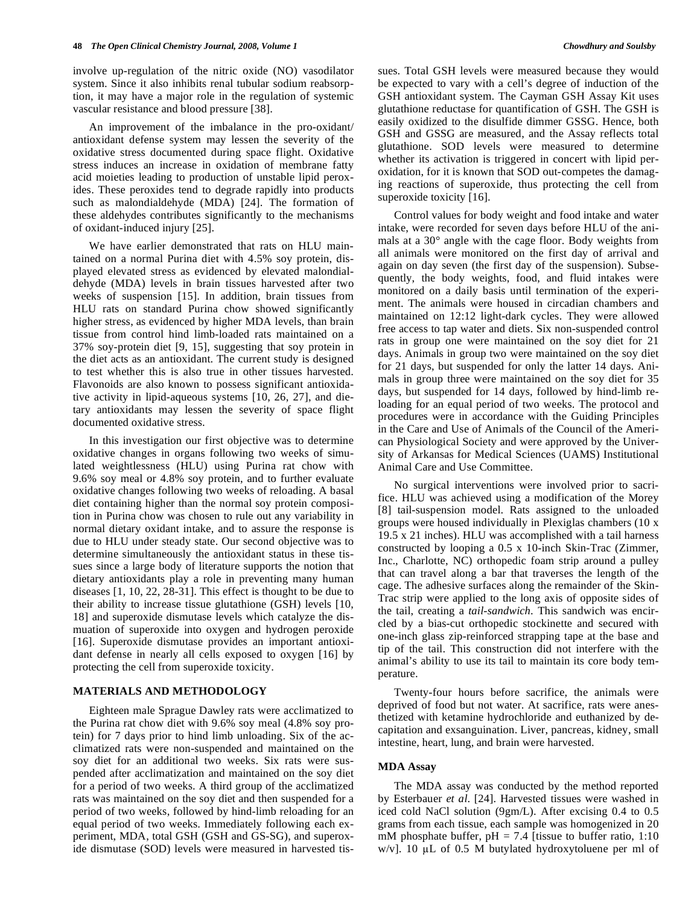involve up-regulation of the nitric oxide (NO) vasodilator system. Since it also inhibits renal tubular sodium reabsorption, it may have a major role in the regulation of systemic vascular resistance and blood pressure [38].

An improvement of the imbalance in the pro-oxidant/ antioxidant defense system may lessen the severity of the oxidative stress documented during space flight. Oxidative stress induces an increase in oxidation of membrane fatty acid moieties leading to production of unstable lipid peroxides. These peroxides tend to degrade rapidly into products such as malondialdehyde (MDA) [24]. The formation of these aldehydes contributes significantly to the mechanisms of oxidant-induced injury [25].

We have earlier demonstrated that rats on HLU maintained on a normal Purina diet with 4.5% soy protein, displayed elevated stress as evidenced by elevated malondialdehyde (MDA) levels in brain tissues harvested after two weeks of suspension [15]. In addition, brain tissues from HLU rats on standard Purina chow showed significantly higher stress, as evidenced by higher MDA levels, than brain tissue from control hind limb-loaded rats maintained on a 37% soy-protein diet [9, 15], suggesting that soy protein in the diet acts as an antioxidant. The current study is designed to test whether this is also true in other tissues harvested. Flavonoids are also known to possess significant antioxidative activity in lipid-aqueous systems [10, 26, 27], and dietary antioxidants may lessen the severity of space flight documented oxidative stress.

In this investigation our first objective was to determine oxidative changes in organs following two weeks of simulated weightlessness (HLU) using Purina rat chow with 9.6% soy meal or 4.8% soy protein, and to further evaluate oxidative changes following two weeks of reloading. A basal diet containing higher than the normal soy protein composition in Purina chow was chosen to rule out any variability in normal dietary oxidant intake, and to assure the response is due to HLU under steady state. Our second objective was to determine simultaneously the antioxidant status in these tissues since a large body of literature supports the notion that dietary antioxidants play a role in preventing many human diseases [1, 10, 22, 28-31]. This effect is thought to be due to their ability to increase tissue glutathione (GSH) levels [10, 18] and superoxide dismutase levels which catalyze the dismutation of superoxide into oxygen and hydrogen peroxide [16]. Superoxide dismutase provides an important antioxidant defense in nearly all cells exposed to oxygen [16] by protecting the cell from superoxide toxicity.

## MATERIALS AND METHODOLOGY

Eighteen male Sprague Dawley rats were acclimatized to the Purina rat chow diet with 9.6% soy meal (4.8% soy protein) for 7 days prior to hind limb unloading. Six of the acclimatized rats were non-suspended and maintained on the soy diet for an additional two weeks. Six rats were suspended after acclimatization and maintained on the soy diet for a period of two weeks. A third group of the acclimatized rats was maintained on the soy diet and then suspended for a period of two weeks, followed by hind-limb reloading for an equal period of two weeks. Immediately following each experiment, MDA, total GSH (GSH and GS-SG), and superoxide dismutase (SOD) levels were measured in harvested tissues. Total GSH levels were measured because they would be expected to vary with a cell's degree of induction of the GSH antioxidant system. The Cayman GSH Assay Kit uses glutathione reductase for quantification of GSH. The GSH is easily oxidized to the disulfide dimmer GSSG. Hence, both GSH and GSSG are measured, and the Assay reflects total glutathione. SOD levels were measured to determine whether its activation is triggered in concert with lipid peroxidation, for it is known that SOD out-competes the damaging reactions of superoxide, thus protecting the cell from superoxide toxicity [16].

Control values for body weight and food intake and water intake, were recorded for seven days before HLU of the animals at a 30° angle with the cage floor. Body weights from all animals were monitored on the first day of arrival and again on day seven (the first day of the suspension). Subsequently, the body weights, food, and fluid intakes were monitored on a daily basis until termination of the experiment. The animals were housed in circadian chambers and maintained on 12:12 light-dark cycles. They were allowed free access to tap water and diets. Six non-suspended control rats in group one were maintained on the soy diet for 21 days. Animals in group two were maintained on the soy diet for 21 days, but suspended for only the latter 14 days. Animals in group three were maintained on the soy diet for 35 days, but suspended for 14 days, followed by hind-limb reloading for an equal period of two weeks. The protocol and procedures were in accordance with the Guiding Principles in the Care and Use of Animals of the Council of the American Physiological Society and were approved by the University of Arkansas for Medical Sciences (UAMS) Institutional Animal Care and Use Committee.

No surgical interventions were involved prior to sacrifice. HLU was achieved using a modification of the Morey [8] tail-suspension model. Rats assigned to the unloaded groups were housed individually in Plexiglas chambers (10 x 19.5 x 21 inches). HLU was accomplished with a tail harness constructed by looping a 0.5 x 10-inch Skin-Trac (Zimmer, Inc., Charlotte, NC) orthopedic foam strip around a pulley that can travel along a bar that traverses the length of the cage. The adhesive surfaces along the remainder of the Skin-Trac strip were applied to the long axis of opposite sides of the tail, creating a *tail-sandwich*. This sandwich was encircled by a bias-cut orthopedic stockinette and secured with one-inch glass zip-reinforced strapping tape at the base and tip of the tail. This construction did not interfere with the animal's ability to use its tail to maintain its core body temperature.

Twenty-four hours before sacrifice, the animals were deprived of food but not water. At sacrifice, rats were anesthetized with ketamine hydrochloride and euthanized by decapitation and exsanguination. Liver, pancreas, kidney, small intestine, heart, lung, and brain were harvested.

### MDA Assay

The MDA assay was conducted by the method reported by Esterbauer *et al.* [24]. Harvested tissues were washed in iced cold NaCl solution (9gm/L). After excising 0.4 to 0.5 grams from each tissue, each sample was homogenized in 20 mM phosphate buffer, pH = 7.4 [tissue to buffer ratio, 1:10 w/v]. 10 μL of 0.5 M butylated hydroxytoluene per ml of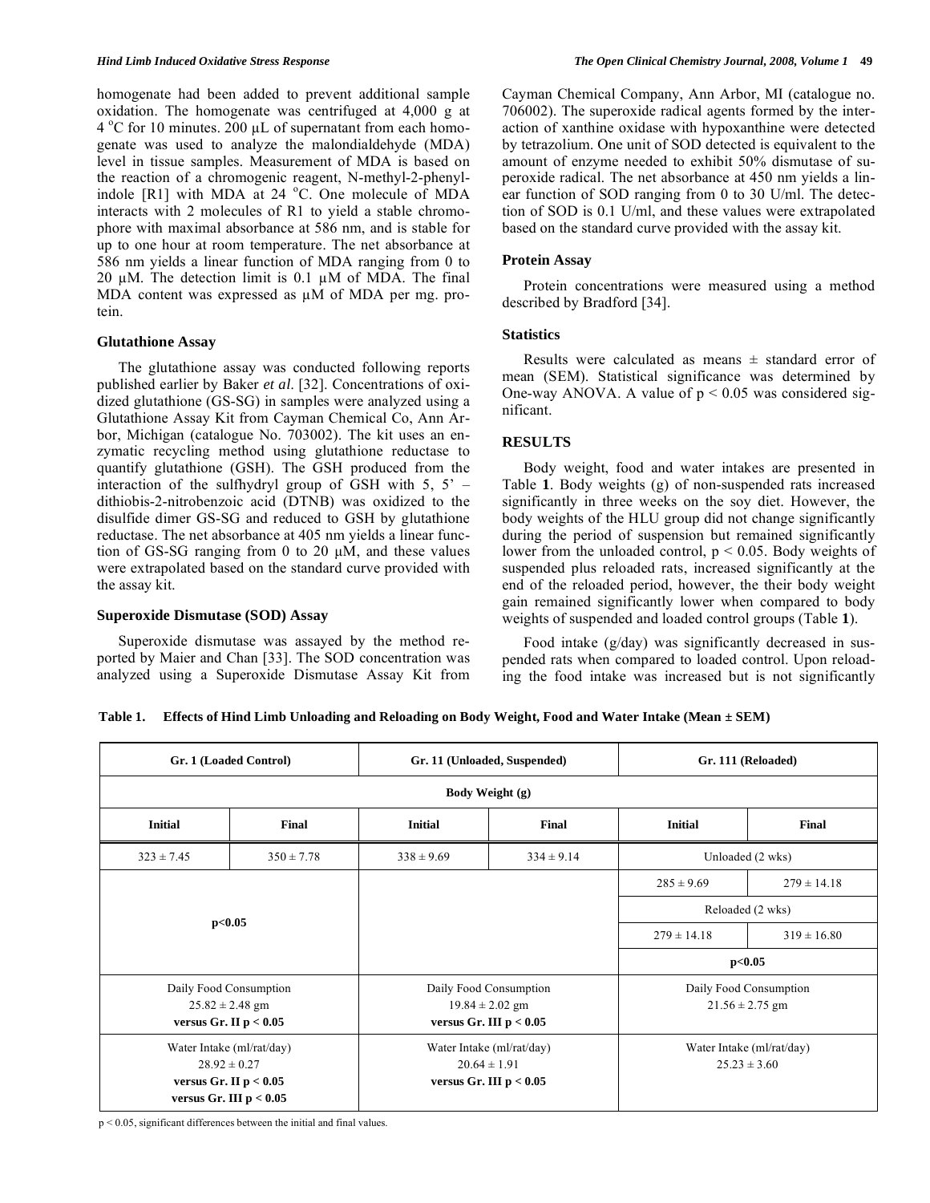homogenate had been added to prevent additional sample oxidation. The homogenate was centrifuged at 4,000 g at 4 °C for 10 minutes. 200 μL of supernatant from each homogenate was used to analyze the malondialdehyde (MDA) level in tissue samples. Measurement of MDA is based on the reaction of a chromogenic reagent, N-methyl-2-phenylindole [R1] with MDA at 24 °C. One molecule of MDA interacts with 2 molecules of R1 to yield a stable chromophore with maximal absorbance at 586 nm, and is stable for up to one hour at room temperature. The net absorbance at 586 nm yields a linear function of MDA ranging from 0 to 20 μM. The detection limit is 0.1 μM of MDA. The final MDA content was expressed as μM of MDA per mg. protein.

### Glutathione Assay

The glutathione assay was conducted following reports published earlier by Baker *et al*. [32]. Concentrations of oxidized glutathione (GS-SG) in samples were analyzed using a Glutathione Assay Kit from Cayman Chemical Co, Ann Arbor, Michigan (catalogue No. 703002). The kit uses an enzymatic recycling method using glutathione reductase to quantify glutathione (GSH). The GSH produced from the interaction of the sulfhydryl group of GSH with 5, 5' – dithiobis-2-nitrobenzoic acid (DTNB) was oxidized to the disulfide dimer GS-SG and reduced to GSH by glutathione reductase. The net absorbance at 405 nm yields a linear function of GS-SG ranging from 0 to 20 μM, and these values were extrapolated based on the standard curve provided with the assay kit.

### Superoxide Dismutase (SOD) Assay

Superoxide dismutase was assayed by the method reported by Maier and Chan [33]. The SOD concentration was analyzed using a Superoxide Dismutase Assay Kit from Cayman Chemical Company, Ann Arbor, MI (catalogue no. 706002). The superoxide radical agents formed by the interaction of xanthine oxidase with hypoxanthine were detected by tetrazolium. One unit of SOD detected is equivalent to the amount of enzyme needed to exhibit 50% dismutase of superoxide radical. The net absorbance at 450 nm yields a linear function of SOD ranging from 0 to 30 U/ml. The detection of SOD is 0.1 U/ml, and these values were extrapolated based on the standard curve provided with the assay kit.

### Protein Assay

Protein concentrations were measured using a method described by Bradford [34].

### Statistics

Results were calculated as means ± standard error of mean (SEM). Statistical significance was determined by One-way ANOVA. A value of $p < 0.05$ was considered significant.

## RESULTS

Body weight, food and water intakes are presented in Table **1**. Body weights (g) of non-suspended rats increased significantly in three weeks on the soy diet. However, the body weights of the HLU group did not change significantly during the period of suspension but remained significantly lower from the unloaded control, $p < 0.05$. Body weights of suspended plus reloaded rats, increased significantly at the end of the reloaded period, however, the their body weight gain remained significantly lower when compared to body weights of suspended and loaded control groups (Table **1**).

Food intake (g/day) was significantly decreased in suspended rats when compared to loaded control. Upon reloading the food intake was increased but is not significantly

**Table 1. Effects of Hind Limb Unloading and Reloading on Body Weight, Food and Water Intake (Mean ± SEM)**

| Gr. 1 (Loaded Control) | | Gr. 11 (Unloaded, Suspended) | | Gr. 111 (Reloaded) | |
|---|---|---|---|---|---|
| **Body Weight (g)** | | | | | |
| **Initial** | **Final** | **Initial** | **Final** | **Initial** | **Final** |
| 323 ± 7.45 | 350 ± 7.78 | 338 ± 9.69 | 334 ± 9.14 | Unloaded (2 wks) | |
| **p<0.05** | | | | 285 ± 9.69 | 279 ± 14.18 |
| | | | | Reloaded (2 wks) | |
| | | | | 279 ± 14.18 | 319 ± 16.80 |
| | | | | **p<0.05** | |
| Daily Food Consumption 25.82 ± 2.48 gm **versus Gr. II p < 0.05** | | Daily Food Consumption 19.84 ± 2.02 gm **versus Gr. III p < 0.05** | | Daily Food Consumption 21.56 ± 2.75 gm | |
| Water Intake (ml/rat/day) 28.92 ± 0.27 **versus Gr. II p < 0.05** **versus Gr. III p < 0.05** | | Water Intake (ml/rat/day) 20.64 ± 1.91 **versus Gr. III p < 0.05** | | Water Intake (ml/rat/day) 25.23 ± 3.60 | |

$p < 0.05$, significant differences between the initial and final values.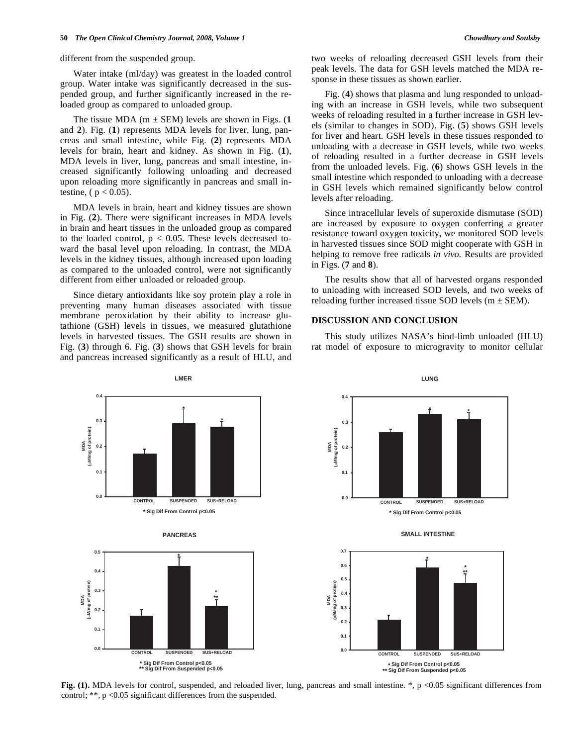different from the suspended group.

Water intake (ml/day) was greatest in the loaded control group. Water intake was significantly decreased in the suspended group, and further significantly increased in the reloaded group as compared to unloaded group.

The tissue MDA (m ± SEM) levels are shown in Figs. (**1** and **2**). Fig. (**1**) represents MDA levels for liver, lung, pancreas and small intestine, while Fig. (**2**) represents MDA levels for brain, heart and kidney. As shown in Fig. (**1**), MDA levels in liver, lung, pancreas and small intestine, increased significantly following unloading and decreased upon reloading more significantly in pancreas and small intestine, ( $p < 0.05$).

MDA levels in brain, heart and kidney tissues are shown in Fig. (**2**). There were significant increases in MDA levels in brain and heart tissues in the unloaded group as compared to the loaded control, $p < 0.05$. These levels decreased toward the basal level upon reloading. In contrast, the MDA levels in the kidney tissues, although increased upon loading as compared to the unloaded control, were not significantly different from either unloaded or reloaded group.

Since dietary antioxidants like soy protein play a role in preventing many human diseases associated with tissue membrane peroxidation by their ability to increase glutathione (GSH) levels in tissues, we measured glutathione levels in harvested tissues. The GSH results are shown in Fig. (**3**) through 6. Fig. (**3**) shows that GSH levels for brain and pancreas increased significantly as a result of HLU, and two weeks of reloading decreased GSH levels from their peak levels. The data for GSH levels matched the MDA response in these tissues as shown earlier.

Fig. (**4**) shows that plasma and lung responded to unloading with an increase in GSH levels, while two subsequent weeks of reloading resulted in a further increase in GSH levels (similar to changes in SOD). Fig. (**5**) shows GSH levels for liver and heart. GSH levels in these tissues responded to unloading with a decrease in GSH levels, while two weeks of reloading resulted in a further decrease in GSH levels from the unloaded levels. Fig. (**6**) shows GSH levels in the small intestine which responded to unloading with a decrease in GSH levels which remained significantly below control levels after reloading.

Since intracellular levels of superoxide dismutase (SOD) are increased by exposure to oxygen conferring a greater resistance toward oxygen toxicity, we monitored SOD levels in harvested tissues since SOD might cooperate with GSH in helping to remove free radicals *in vivo.* Results are provided in Figs. (**7** and **8**).

The results show that all of harvested organs responded to unloading with increased SOD levels, and two weeks of reloading further increased tissue SOD levels (m ± SEM).

## DISCUSSION AND CONCLUSION

This study utilizes NASA's hind-limb unloaded (HLU) rat model of exposure to microgravity to monitor cellular

**Fig. (1).** MDA levels for control, suspended, and reloaded liver, lung, pancreas and small intestine. *, $p < 0.05$ significant differences from control; **, $p < 0.05$ significant differences from the suspended.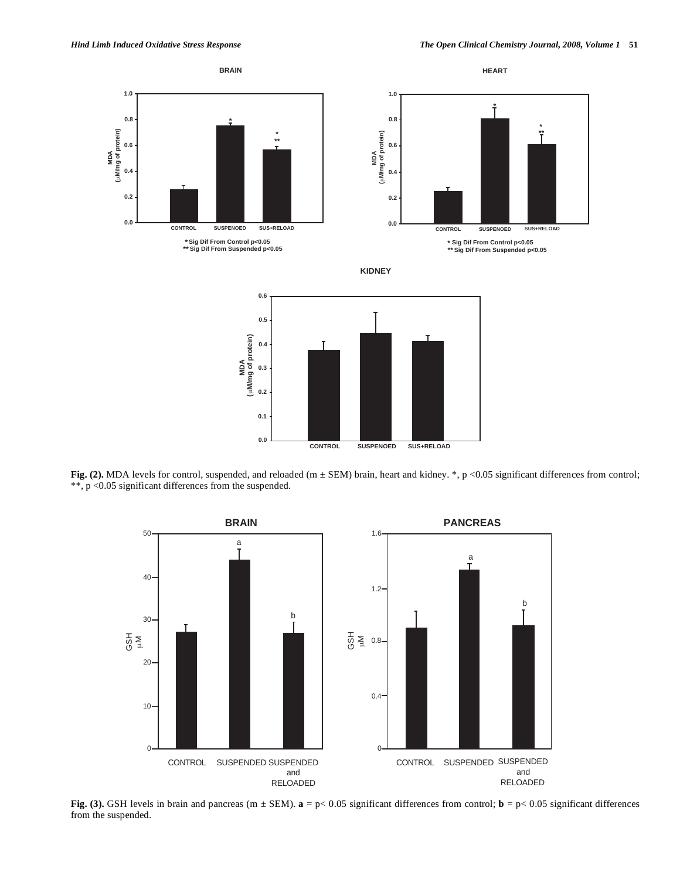**Fig. (2).** MDA levels for control, suspended, and reloaded (m ± SEM) brain, heart and kidney. *, $p < 0.05$ significant differences from control; **, $p < 0.05$ significant differences from the suspended.

**Fig. (3).** GSH levels in brain and pancreas (m ± SEM). **a** = $p < 0.05$ significant differences from control; **b** = $p < 0.05$ significant differences from the suspended.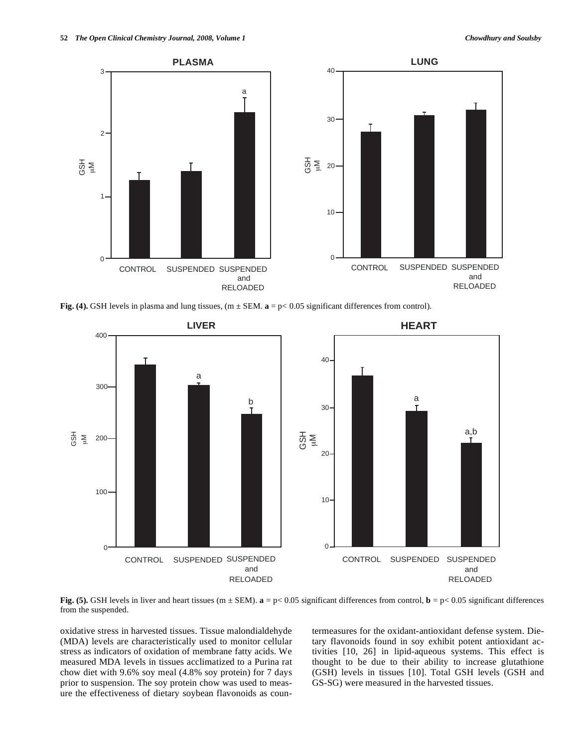**Fig. (4).** GSH levels in plasma and lung tissues, (m ± SEM. **a** = p< 0.05 significant differences from control).

**Fig. (5).** GSH levels in liver and heart tissues (m ± SEM). **a** = p< 0.05 significant differences from control, **b** = p< 0.05 significant differences from the suspended.

oxidative stress in harvested tissues. Tissue malondialdehyde (MDA) levels are characteristically used to monitor cellular stress as indicators of oxidation of membrane fatty acids. We measured MDA levels in tissues acclimatized to a Purina rat chow diet with 9.6% soy meal (4.8% soy protein) for 7 days prior to suspension. The soy protein chow was used to measure the effectiveness of dietary soybean flavonoids as countermeasures for the oxidant-antioxidant defense system. Dietary flavonoids found in soy exhibit potent antioxidant activities [10, 26] in lipid-aqueous systems. This effect is thought to be due to their ability to increase glutathione (GSH) levels in tissues [10]. Total GSH levels (GSH and GS-SG) were measured in the harvested tissues.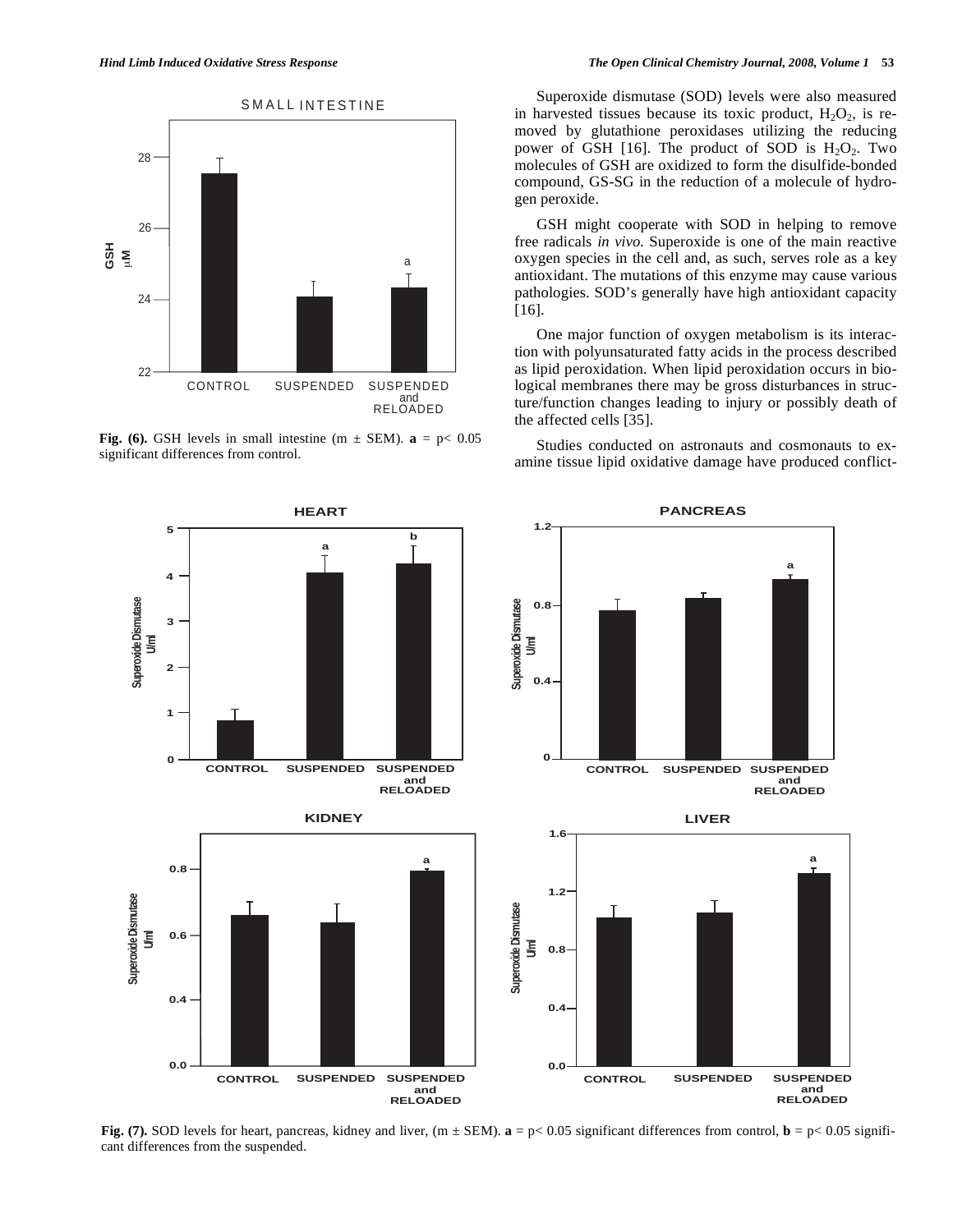Fig. (6). GSH levels in small intestine (m ± SEM). **a** = $p < 0.05$ significant differences from control.

Superoxide dismutase (SOD) levels were also measured in harvested tissues because its toxic product, $H_2O_2$, is removed by glutathione peroxidases utilizing the reducing power of GSH [16]. The product of SOD is $H_2O_2$. Two molecules of GSH are oxidized to form the disulfide-bonded compound, GS-SG in the reduction of a molecule of hydrogen peroxide.

GSH might cooperate with SOD in helping to remove free radicals *in vivo*. Superoxide is one of the main reactive oxygen species in the cell and, as such, serves role as a key antioxidant. The mutations of this enzyme may cause various pathologies. SOD's generally have high antioxidant capacity [16].

One major function of oxygen metabolism is its interaction with polyunsaturated fatty acids in the process described as lipid peroxidation. When lipid peroxidation occurs in biological membranes there may be gross disturbances in structure/function changes leading to injury or possibly death of the affected cells [35].

Studies conducted on astronauts and cosmonauts to examine tissue lipid oxidative damage have produced conflict-

Fig. (7). SOD levels for heart, pancreas, kidney and liver, (m ± SEM). **a** = $p < 0.05$ significant differences from control, **b** = $p < 0.05$ significant differences from the suspended.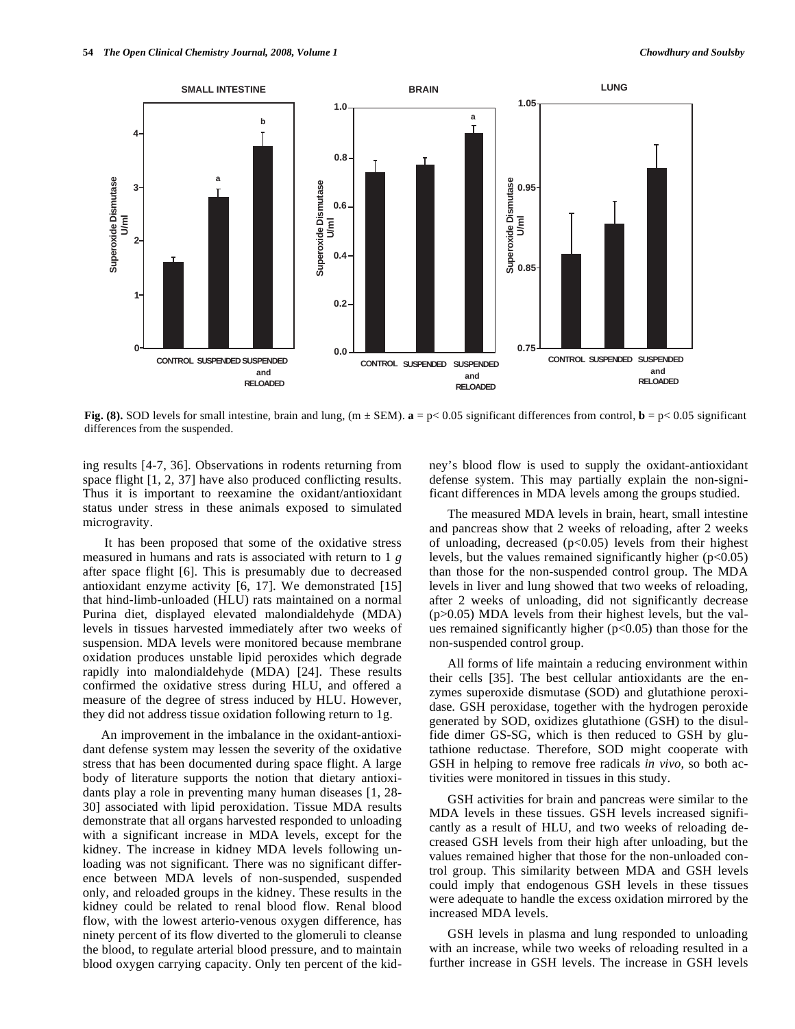**Fig. (8).** SOD levels for small intestine, brain and lung, (m ± SEM). **a** = p< 0.05 significant differences from control, **b** = p< 0.05 significant differences from the suspended.

ing results [4-7, 36]. Observations in rodents returning from space flight [1, 2, 37] have also produced conflicting results. Thus it is important to reexamine the oxidant/antioxidant status under stress in these animals exposed to simulated microgravity.

It has been proposed that some of the oxidative stress measured in humans and rats is associated with return to 1 *g* after space flight [6]. This is presumably due to decreased antioxidant enzyme activity [6, 17]. We demonstrated [15] that hind-limb-unloaded (HLU) rats maintained on a normal Purina diet, displayed elevated malondialdehyde (MDA) levels in tissues harvested immediately after two weeks of suspension. MDA levels were monitored because membrane oxidation produces unstable lipid peroxides which degrade rapidly into malondialdehyde (MDA) [24]. These results confirmed the oxidative stress during HLU, and offered a measure of the degree of stress induced by HLU. However, they did not address tissue oxidation following return to 1g.

An improvement in the imbalance in the oxidant-antioxidant defense system may lessen the severity of the oxidative stress that has been documented during space flight. A large body of literature supports the notion that dietary antioxidants play a role in preventing many human diseases [1, 28-30] associated with lipid peroxidation. Tissue MDA results demonstrate that all organs harvested responded to unloading with a significant increase in MDA levels, except for the kidney. The increase in kidney MDA levels following unloading was not significant. There was no significant difference between MDA levels of non-suspended, suspended only, and reloaded groups in the kidney. These results in the kidney could be related to renal blood flow. Renal blood flow, with the lowest arterio-venous oxygen difference, has ninety percent of its flow diverted to the glomeruli to cleanse the blood, to regulate arterial blood pressure, and to maintain blood oxygen carrying capacity. Only ten percent of the kidney's blood flow is used to supply the oxidant-antioxidant defense system. This may partially explain the non-significant differences in MDA levels among the groups studied.

The measured MDA levels in brain, heart, small intestine and pancreas show that 2 weeks of reloading, after 2 weeks of unloading, decreased ($p<0.05$) levels from their highest levels, but the values remained significantly higher ($p<0.05$) than those for the non-suspended control group. The MDA levels in liver and lung showed that two weeks of reloading, after 2 weeks of unloading, did not significantly decrease ($p>0.05$) MDA levels from their highest levels, but the values remained significantly higher ($p<0.05$) than those for the non-suspended control group.

All forms of life maintain a reducing environment within their cells [35]. The best cellular antioxidants are the enzymes superoxide dismutase (SOD) and glutathione peroxidase. GSH peroxidase, together with the hydrogen peroxide generated by SOD, oxidizes glutathione (GSH) to the disulfide dimer GS-SG, which is then reduced to GSH by glutathione reductase. Therefore, SOD might cooperate with GSH in helping to remove free radicals *in vivo*, so both activities were monitored in tissues in this study.

GSH activities for brain and pancreas were similar to the MDA levels in these tissues. GSH levels increased significantly as a result of HLU, and two weeks of reloading decreased GSH levels from their high after unloading, but the values remained higher that those for the non-unloaded control group. This similarity between MDA and GSH levels could imply that endogenous GSH levels in these tissues were adequate to handle the excess oxidation mirrored by the increased MDA levels.

GSH levels in plasma and lung responded to unloading with an increase, while two weeks of reloading resulted in a further increase in GSH levels. The increase in GSH levels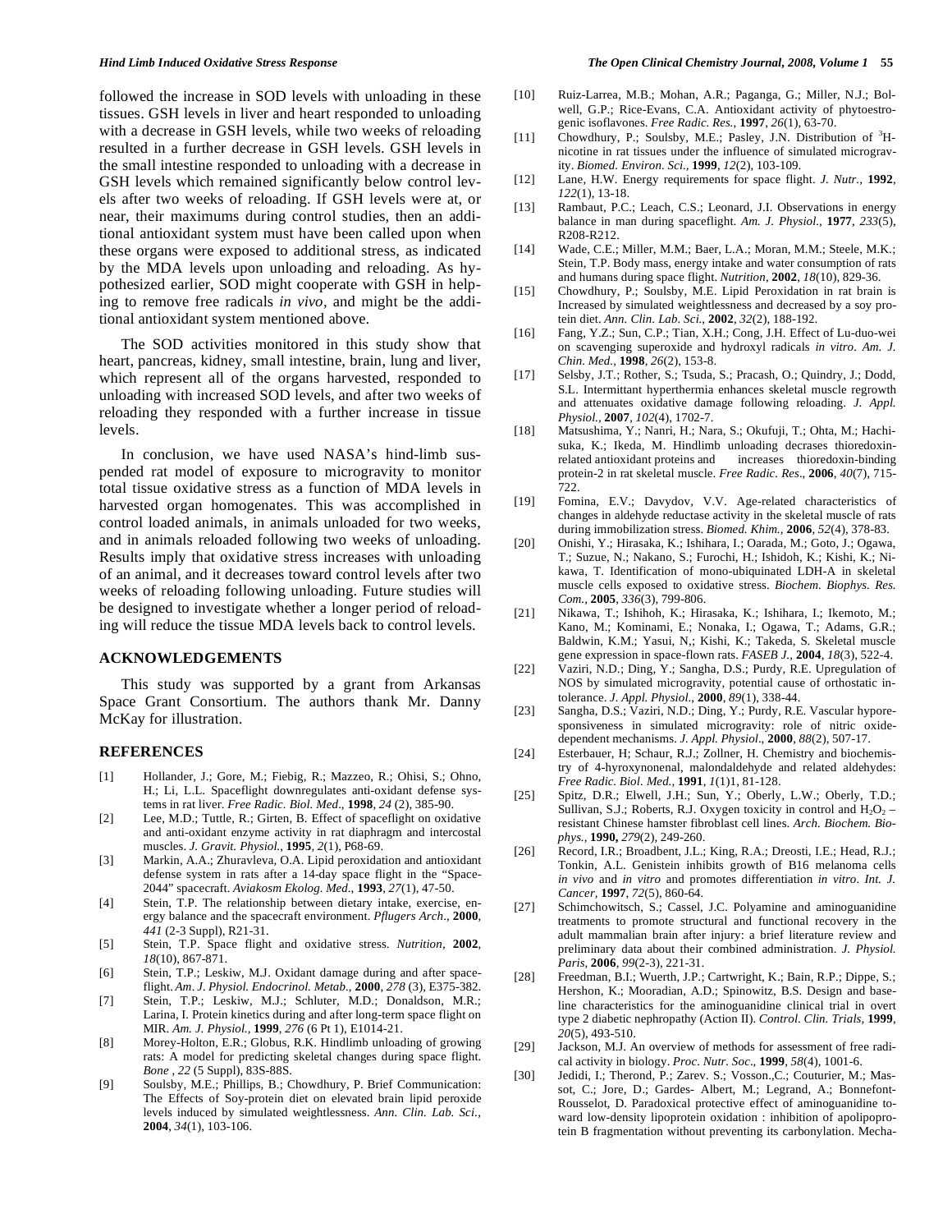followed the increase in SOD levels with unloading in these tissues. GSH levels in liver and heart responded to unloading with a decrease in GSH levels, while two weeks of reloading resulted in a further decrease in GSH levels. GSH levels in the small intestine responded to unloading with a decrease in GSH levels which remained significantly below control levels after two weeks of reloading. If GSH levels were at, or near, their maximums during control studies, then an additional antioxidant system must have been called upon when these organs were exposed to additional stress, as indicated by the MDA levels upon unloading and reloading. As hypothesized earlier, SOD might cooperate with GSH in helping to remove free radicals *in vivo*, and might be the additional antioxidant system mentioned above.

The SOD activities monitored in this study show that heart, pancreas, kidney, small intestine, brain, lung and liver, which represent all of the organs harvested, responded to unloading with increased SOD levels, and after two weeks of reloading they responded with a further increase in tissue levels.

In conclusion, we have used NASA's hind-limb suspended rat model of exposure to microgravity to monitor total tissue oxidative stress as a function of MDA levels in harvested organ homogenates. This was accomplished in control loaded animals, in animals unloaded for two weeks, and in animals reloaded following two weeks of unloading. Results imply that oxidative stress increases with unloading of an animal, and it decreases toward control levels after two weeks of reloading following unloading. Future studies will be designed to investigate whether a longer period of reloading will reduce the tissue MDA levels back to control levels.

## ACKNOWLEDGEMENTS

This study was supported by a grant from Arkansas Space Grant Consortium. The authors thank Mr. Danny McKay for illustration.

## REFERENCES

[1] Hollander, J.; Gore, M.; Fiebig, R.; Mazzeo, R.; Ohisi, S.; Ohno, H.; Li, L.L. Spaceflight downregulates anti-oxidant defense systems in rat liver. *Free Radic. Biol. Med*., **1998**, *24* (2), 385-90.

[2] Lee, M.D.; Tuttle, R.; Girten, B. Effect of spaceflight on oxidative and anti-oxidant enzyme activity in rat diaphragm and intercostal muscles. *J. Gravit. Physiol.*, **1995**, *2*(1), P68-69.

[3] Markin, A.A.; Zhuravleva, O.A. Lipid peroxidation and antioxidant defense system in rats after a 14-day space flight in the "Space-2044" spacecraft. *Aviakosm Ekolog. Med.*, **1993**, *27*(1), 47-50.

[4] Stein, T.P. The relationship between dietary intake, exercise, energy balance and the spacecraft environment. *Pflugers Arch*., **2000**, *441* (2-3 Suppl), R21-31.

[5] Stein, T.P. Space flight and oxidative stress. *Nutrition*, **2002**, *18*(10), 867-871.

[6] Stein, T.P.; Leskiw, M.J. Oxidant damage during and after spaceflight. *Am. J. Physiol. Endocrinol. Metab*., **2000**, *278* (3), E375-382.

[7] Stein, T.P.; Leskiw, M.J.; Schluter, M.D.; Donaldson, M.R.; Larina, I. Protein kinetics during and after long-term space flight on MIR. *Am. J. Physiol.*, **1999**, *276* (6 Pt 1), E1014-21.

[8] Morey-Holton, E.R.; Globus, R.K. Hindlimb unloading of growing rats: A model for predicting skeletal changes during space flight. *Bone* , *22* (5 Suppl), 83S-88S.

[9] Soulsby, M.E.; Phillips, B.; Chowdhury, P. Brief Communication: The Effects of Soy-protein diet on elevated brain lipid peroxide levels induced by simulated weightlessness. *Ann. Clin. Lab. Sci.*, **2004**, *34*(1), 103-106.

[10] Ruiz-Larrea, M.B.; Mohan, A.R.; Paganga, G.; Miller, N.J.; Bolwell, G.P.; Rice-Evans, C.A. Antioxidant activity of phytoestrogenic isoflavones. *Free Radic. Res.*, **1997**, *26*(1), 63-70.

[11] Chowdhury, P.; Soulsby, M.E.; Pasley, J.N. Distribution of $^3$H-nicotine in rat tissues under the influence of simulated microgravity. *Biomed. Environ. Sci.*, **1999**, *12*(2), 103-109.

[12] Lane, H.W. Energy requirements for space flight. *J. Nutr.*, **1992**, *122*(1), 13-18.

[13] Rambaut, P.C.; Leach, C.S.; Leonard, J.I. Observations in energy balance in man during spaceflight. *Am. J. Physiol.*, **1977**, *233*(5), R208-R212.

[14] Wade, C.E.; Miller, M.M.; Baer, L.A.; Moran, M.M.; Steele, M.K.; Stein, T.P. Body mass, energy intake and water consumption of rats and humans during space flight. *Nutrition*, **2002**, *18*(10), 829-36.

[15] Chowdhury, P.; Soulsby, M.E. Lipid Peroxidation in rat brain is Increased by simulated weightlessness and decreased by a soy protein diet. *Ann. Clin. Lab. Sci.*, **2002**, *32*(2), 188-192.

[16] Fang, Y.Z.; Sun, C.P.; Tian, X.H.; Cong, J.H. Effect of Lu-duo-wei on scavenging superoxide and hydroxyl radicals *in vitro*. *Am. J. Chin. Med.*, **1998**, *26*(2), 153-8.

[17] Selsby, J.T.; Rother, S.; Tsuda, S.; Pracash, O.; Quindry, J.; Dodd, S.L. Intermittant hyperthermia enhances skeletal muscle regrowth and attenuates oxidative damage following reloading. *J. Appl. Physiol.*, **2007**, *102*(4), 1702-7.

[18] Matsushima, Y.; Nanri, H.; Nara, S.; Okufuji, T.; Ohta, M.; Hachisuka, K.; Ikeda, M. Hindlimb unloading decrases thioredoxin-related antioxidant proteins and increases thioredoxin-binding protein-2 in rat skeletal muscle. *Free Radic. Res*., **2006**, *40*(7), 715-722.

[19] Fomina, E.V.; Davydov, V.V. Age-related characteristics of changes in aldehyde reductase activity in the skeletal muscle of rats during immobilization stress. *Biomed. Khim.*, **2006**, *52*(4), 378-83.

[20] Onishi, Y.; Hirasaka, K.; Ishihara, I.; Oarada, M.; Goto, J.; Ogawa, T.; Suzue, N.; Nakano, S.; Furochi, H.; Ishidoh, K.; Kishi, K.; Nikawa, T. Identification of mono-ubiquinated LDH-A in skeletal muscle cells exposed to oxidative stress. *Biochem. Biophys. Res. Com.*, **2005**, *336*(3), 799-806.

[21] Nikawa, T.; Ishihoh, K.; Hirasaka, K.; Ishihara, I.; Ikemoto, M.; Kano, M.; Kominami, E.; Nonaka, I.; Ogawa, T.; Adams, G.R.; Baldwin, K.M.; Yasui, N,; Kishi, K.; Takeda, S. Skeletal muscle gene expression in space-flown rats. *FASEB J.*, **2004**, *18*(3), 522-4.

[22] Vaziri, N.D.; Ding, Y.; Sangha, D.S.; Purdy, R.E. Upregulation of NOS by simulated microgravity, potential cause of orthostatic intolerance. *J. Appl. Physiol*., **2000**, *89*(1), 338-44.

[23] Sangha, D.S.; Vaziri, N.D.; Ding, Y.; Purdy, R.E. Vascular hyporesponsiveness in simulated microgravity: role of nitric oxide-dependent mechanisms. *J. Appl. Physiol*., **2000**, *88*(2), 507-17.

[24] Esterbauer, H; Schaur, R.J.; Zollner, H. Chemistry and biochemistry of 4-hyroxynonenal, malondaldehyde and related aldehydes: *Free Radic. Biol. Med.*, **1991**, *1*(1)1, 81-128.

[25] Spitz, D.R.; Elwell, J.H.; Sun, Y.; Oberly, L.W.; Oberly, T.D.; Sullivan, S.J.; Roberts, R.J. Oxygen toxicity in control and $H_2O_2$ – resistant Chinese hamster fibroblast cell lines. *Arch. Biochem. Biophys.*, **1990,** *279*(2), 249-260.

[26] Record, I.R.; Broadbent, J.L.; King, R.A.; Dreosti, I.E.; Head, R.J.; Tonkin, A.L. Genistein inhibits growth of B16 melanoma cells *in vivo* and *in vitro* and promotes differentiation *in vitro*. *Int. J. Cancer*, **1997**, *72*(5), 860-64.

[27] Schimchowitsch, S.; Cassel, J.C. Polyamine and aminoguanidine treatments to promote structural and functional recovery in the adult mammalian brain after injury: a brief literature review and preliminary data about their combined administration. *J. Physiol. Paris*, **2006**, *99*(2-3), 221-31.

[28] Freedman, B.I.; Wuerth, J.P.; Cartwright, K.; Bain, R.P.; Dippe, S.; Hershon, K.; Mooradian, A.D.; Spinowitz, B.S. Design and baseline characteristics for the aminoguanidine clinical trial in overt type 2 diabetic nephropathy (Action II). *Control. Clin. Trials*, **1999**, *20*(5), 493-510.

[29] Jackson, M.J. An overview of methods for assessment of free radical activity in biology. *Proc. Nutr. Soc*., **1999**, *58*(4), 1001-6.

[30] Jedidi, I.; Therond, P.; Zarev. S.; Vosson.,C.; Couturier, M.; Massot, C.; Jore, D.; Gardes- Albert, M.; Legrand, A.; Bonnefont-Rousselot, D. Paradoxical protective effect of aminoguanidine toward low-density lipoprotein oxidation : inhibition of apolipoprotein B fragmentation without preventing its carbonylation. Mecha-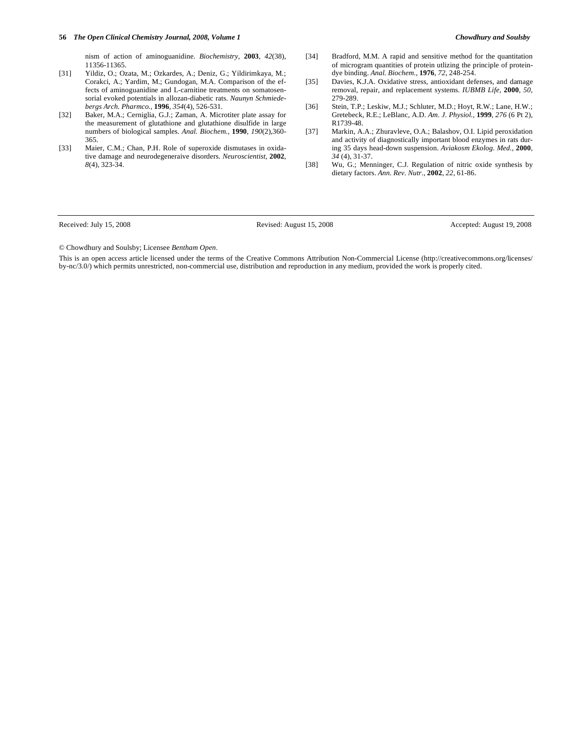nism of action of aminoguanidine. *Biochemistry*, **2003**, *42*(38), 11356-11365.

[31] Yildiz, O.; Ozata, M.; Ozkardes, A.; Deniz, G.; Yildirimkaya, M.; Corakci, A.; Yardim, M.; Gundogan, M.A. Comparison of the effects of aminoguanidine and L-carnitine treatments on somatosensorial evoked potentials in allozan-diabetic rats. *Naunyn Schmiedebergs Arch. Pharmco.*, **1996**, *354*(4), 526-531.

[32] Baker, M.A.; Cerniglia, G.J.; Zaman, A. Microtiter plate assay for the measurement of glutathione and glutathione disulfide in large numbers of biological samples. *Anal. Biochem.*, **1990**, *190*(2),360-365.

[33] Maier, C.M.; Chan, P.H. Role of superoxide dismutases in oxidative damage and neurodegeneraive disorders. *Neuroscientist*, **2002**, *8*(4), 323-34.

[34] Bradford, M.M. A rapid and sensitive method for the quantitation of microgram quantities of protein utlizing the principle of protein-dye binding. *Anal. Biochem.*, **1976**, *72*, 248-254.

[35] Davies, K.J.A. Oxidative stress, antioxidant defenses, and damage removal, repair, and replacement systems. *IUBMB Life*, **2000**, *50*, 279-289.

[36] Stein, T.P.; Leskiw, M.J.; Schluter, M.D.; Hoyt, R.W.; Lane, H.W.; Gretebeck, R.E.; LeBlanc, A.D. *Am. J. Physiol.*, **1999**, *276* (6 Pt 2), R1739-48.

[37] Markin, A.A.; Zhuravleve, O.A.; Balashov, O.I. Lipid peroxidation and activity of diagnostically important blood enzymes in rats during 35 days head-down suspension. *Aviakosm Ekolog. Med.*, **2000**, *34* (4), 31-37.

[38] Wu, G.; Menninger, C.J. Regulation of nitric oxide synthesis by dietary factors. *Ann. Rev. Nutr.*, **2002**, *22*, 61-86.

Received: July 15, 2008 Revised: August 15, 2008 Accepted: August 19, 2008

© Chowdhury and Soulsby; Licensee *Bentham Open*.

This is an open access article licensed under the terms of the Creative Commons Attribution Non-Commercial License (http://creativecommons.org/licenses/by-nc/3.0/) which permits unrestricted, non-commercial use, distribution and reproduction in any medium, provided the work is properly cited.